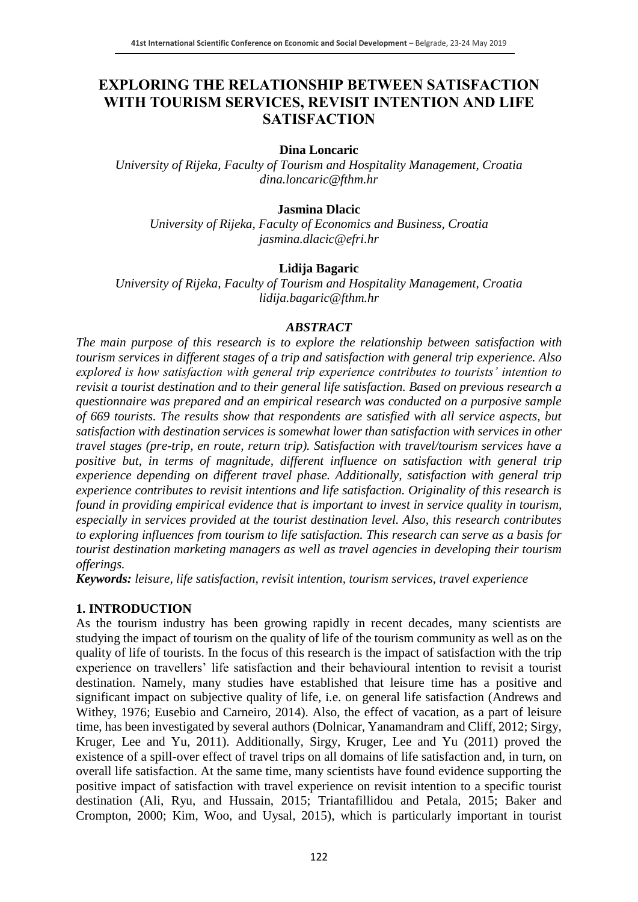# EXPLORING THE RELATIONSHIP BETWEEN SATISFACTION WITH TOURISM SERVICES, REVISIT INTENTION AND LIFE SATISFACTION

**Dina Loncaric**

*University of Rijeka, Faculty of Tourism and Hospitality Management, Croatia*
*dina.loncaric@fthm.hr*

**Jasmina Dlacic**

*University of Rijeka, Faculty of Economics and Business, Croatia*
*jasmina.dlacic@efri.hr*

**Lidija Bagaric**

*University of Rijeka, Faculty of Tourism and Hospitality Management, Croatia*
*lidija.bagaric@fthm.hr*

## *ABSTRACT*

*The main purpose of this research is to explore the relationship between satisfaction with tourism services in different stages of a trip and satisfaction with general trip experience. Also explored is how satisfaction with general trip experience contributes to tourists' intention to revisit a tourist destination and to their general life satisfaction. Based on previous research a questionnaire was prepared and an empirical research was conducted on a purposive sample of 669 tourists. The results show that respondents are satisfied with all service aspects, but satisfaction with destination services is somewhat lower than satisfaction with services in other travel stages (pre-trip, en route, return trip). Satisfaction with travel/tourism services have a positive but, in terms of magnitude, different influence on satisfaction with general trip experience depending on different travel phase. Additionally, satisfaction with general trip experience contributes to revisit intentions and life satisfaction. Originality of this research is found in providing empirical evidence that is important to invest in service quality in tourism, especially in services provided at the tourist destination level. Also, this research contributes to exploring influences from tourism to life satisfaction. This research can serve as a basis for tourist destination marketing managers as well as travel agencies in developing their tourism offerings.*

***Keywords:** leisure, life satisfaction, revisit intention, tourism services, travel experience*

## 1. INTRODUCTION

As the tourism industry has been growing rapidly in recent decades, many scientists are studying the impact of tourism on the quality of life of the tourism community as well as on the quality of life of tourists. In the focus of this research is the impact of satisfaction with the trip experience on travellers' life satisfaction and their behavioural intention to revisit a tourist destination. Namely, many studies have established that leisure time has a positive and significant impact on subjective quality of life, i.e. on general life satisfaction (Andrews and Withey, 1976; Eusebio and Carneiro, 2014). Also, the effect of vacation, as a part of leisure time, has been investigated by several authors (Dolnicar, Yanamandram and Cliff, 2012; Sirgy, Kruger, Lee and Yu, 2011). Additionally, Sirgy, Kruger, Lee and Yu (2011) proved the existence of a spill-over effect of travel trips on all domains of life satisfaction and, in turn, on overall life satisfaction. At the same time, many scientists have found evidence supporting the positive impact of satisfaction with travel experience on revisit intention to a specific tourist destination (Ali, Ryu, and Hussain, 2015; Triantafillidou and Petala, 2015; Baker and Crompton, 2000; Kim, Woo, and Uysal, 2015), which is particularly important in tourist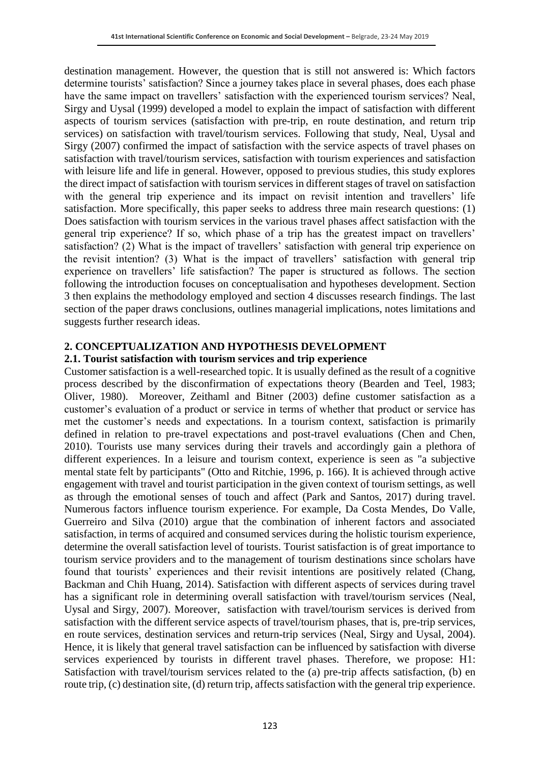destination management. However, the question that is still not answered is: Which factors determine tourists' satisfaction? Since a journey takes place in several phases, does each phase have the same impact on travellers' satisfaction with the experienced tourism services? Neal, Sirgy and Uysal (1999) developed a model to explain the impact of satisfaction with different aspects of tourism services (satisfaction with pre-trip, en route destination, and return trip services) on satisfaction with travel/tourism services. Following that study, Neal, Uysal and Sirgy (2007) confirmed the impact of satisfaction with the service aspects of travel phases on satisfaction with travel/tourism services, satisfaction with tourism experiences and satisfaction with leisure life and life in general. However, opposed to previous studies, this study explores the direct impact of satisfaction with tourism services in different stages of travel on satisfaction with the general trip experience and its impact on revisit intention and travellers' life satisfaction. More specifically, this paper seeks to address three main research questions: (1) Does satisfaction with tourism services in the various travel phases affect satisfaction with the general trip experience? If so, which phase of a trip has the greatest impact on travellers' satisfaction? (2) What is the impact of travellers' satisfaction with general trip experience on the revisit intention? (3) What is the impact of travellers' satisfaction with general trip experience on travellers' life satisfaction? The paper is structured as follows. The section following the introduction focuses on conceptualisation and hypotheses development. Section 3 then explains the methodology employed and section 4 discusses research findings. The last section of the paper draws conclusions, outlines managerial implications, notes limitations and suggests further research ideas.

## 2. CONCEPTUALIZATION AND HYPOTHESIS DEVELOPMENT

### 2.1. Tourist satisfaction with tourism services and trip experience

Customer satisfaction is a well-researched topic. It is usually defined as the result of a cognitive process described by the disconfirmation of expectations theory (Bearden and Teel, 1983; Oliver, 1980). Moreover, Zeithaml and Bitner (2003) define customer satisfaction as a customer's evaluation of a product or service in terms of whether that product or service has met the customer's needs and expectations. In a tourism context, satisfaction is primarily defined in relation to pre-travel expectations and post-travel evaluations (Chen and Chen, 2010). Tourists use many services during their travels and accordingly gain a plethora of different experiences. In a leisure and tourism context, experience is seen as "a subjective mental state felt by participants" (Otto and Ritchie, 1996, p. 166). It is achieved through active engagement with travel and tourist participation in the given context of tourism settings, as well as through the emotional senses of touch and affect (Park and Santos, 2017) during travel. Numerous factors influence tourism experience. For example, Da Costa Mendes, Do Valle, Guerreiro and Silva (2010) argue that the combination of inherent factors and associated satisfaction, in terms of acquired and consumed services during the holistic tourism experience, determine the overall satisfaction level of tourists. Tourist satisfaction is of great importance to tourism service providers and to the management of tourism destinations since scholars have found that tourists' experiences and their revisit intentions are positively related (Chang, Backman and Chih Huang, 2014). Satisfaction with different aspects of services during travel has a significant role in determining overall satisfaction with travel/tourism services (Neal, Uysal and Sirgy, 2007). Moreover, satisfaction with travel/tourism services is derived from satisfaction with the different service aspects of travel/tourism phases, that is, pre-trip services, en route services, destination services and return-trip services (Neal, Sirgy and Uysal, 2004). Hence, it is likely that general travel satisfaction can be influenced by satisfaction with diverse services experienced by tourists in different travel phases. Therefore, we propose: H1: Satisfaction with travel/tourism services related to the (a) pre-trip affects satisfaction, (b) en route trip, (c) destination site, (d) return trip, affects satisfaction with the general trip experience.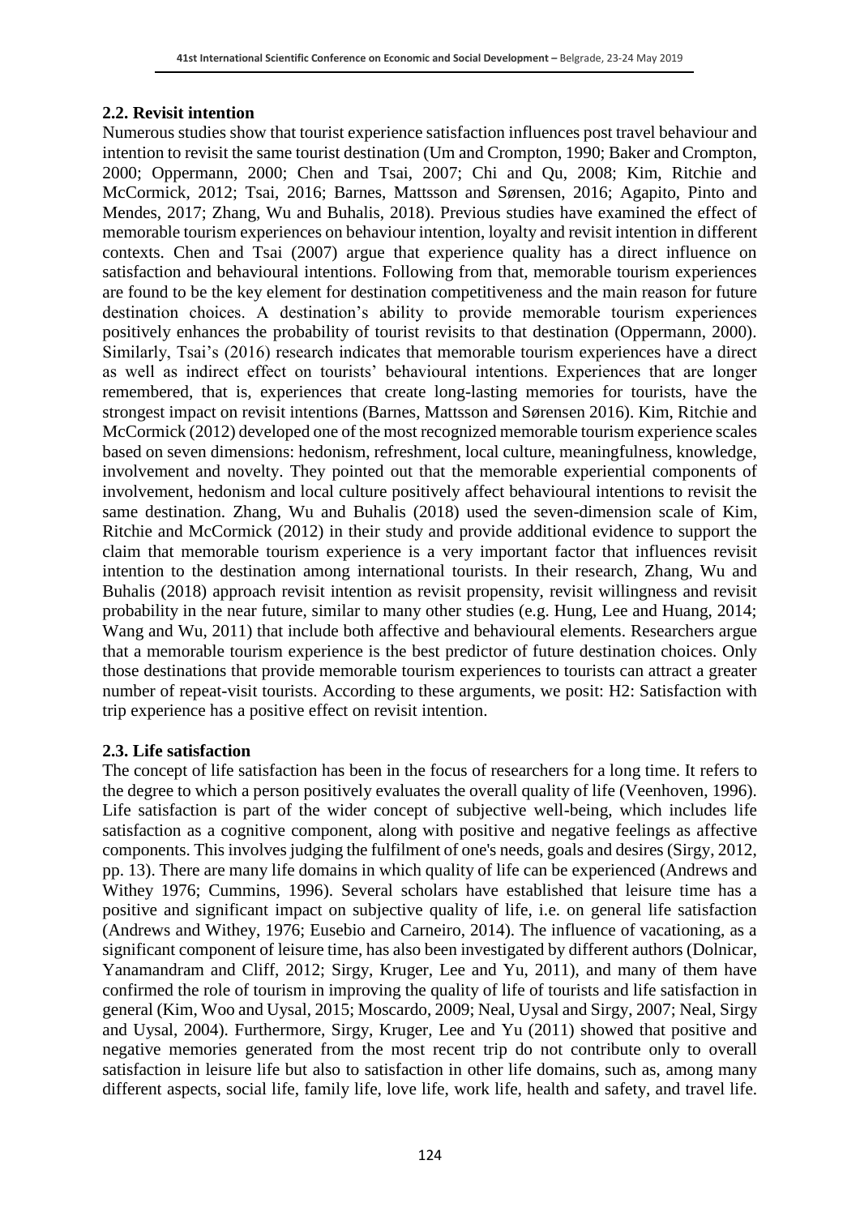## 2.2. Revisit intention

Numerous studies show that tourist experience satisfaction influences post travel behaviour and intention to revisit the same tourist destination (Um and Crompton, 1990; Baker and Crompton, 2000; Oppermann, 2000; Chen and Tsai, 2007; Chi and Qu, 2008; Kim, Ritchie and McCormick, 2012; Tsai, 2016; Barnes, Mattsson and Sørensen, 2016; Agapito, Pinto and Mendes, 2017; Zhang, Wu and Buhalis, 2018). Previous studies have examined the effect of memorable tourism experiences on behaviour intention, loyalty and revisit intention in different contexts. Chen and Tsai (2007) argue that experience quality has a direct influence on satisfaction and behavioural intentions. Following from that, memorable tourism experiences are found to be the key element for destination competitiveness and the main reason for future destination choices. A destination's ability to provide memorable tourism experiences positively enhances the probability of tourist revisits to that destination (Oppermann, 2000). Similarly, Tsai's (2016) research indicates that memorable tourism experiences have a direct as well as indirect effect on tourists' behavioural intentions. Experiences that are longer remembered, that is, experiences that create long-lasting memories for tourists, have the strongest impact on revisit intentions (Barnes, Mattsson and Sørensen 2016). Kim, Ritchie and McCormick (2012) developed one of the most recognized memorable tourism experience scales based on seven dimensions: hedonism, refreshment, local culture, meaningfulness, knowledge, involvement and novelty. They pointed out that the memorable experiential components of involvement, hedonism and local culture positively affect behavioural intentions to revisit the same destination. Zhang, Wu and Buhalis (2018) used the seven-dimension scale of Kim, Ritchie and McCormick (2012) in their study and provide additional evidence to support the claim that memorable tourism experience is a very important factor that influences revisit intention to the destination among international tourists. In their research, Zhang, Wu and Buhalis (2018) approach revisit intention as revisit propensity, revisit willingness and revisit probability in the near future, similar to many other studies (e.g. Hung, Lee and Huang, 2014; Wang and Wu, 2011) that include both affective and behavioural elements. Researchers argue that a memorable tourism experience is the best predictor of future destination choices. Only those destinations that provide memorable tourism experiences to tourists can attract a greater number of repeat-visit tourists. According to these arguments, we posit: H2: Satisfaction with trip experience has a positive effect on revisit intention.

## 2.3. Life satisfaction

The concept of life satisfaction has been in the focus of researchers for a long time. It refers to the degree to which a person positively evaluates the overall quality of life (Veenhoven, 1996). Life satisfaction is part of the wider concept of subjective well-being, which includes life satisfaction as a cognitive component, along with positive and negative feelings as affective components. This involves judging the fulfilment of one's needs, goals and desires (Sirgy, 2012, pp. 13). There are many life domains in which quality of life can be experienced (Andrews and Withey 1976; Cummins, 1996). Several scholars have established that leisure time has a positive and significant impact on subjective quality of life, i.e. on general life satisfaction (Andrews and Withey, 1976; Eusebio and Carneiro, 2014). The influence of vacationing, as a significant component of leisure time, has also been investigated by different authors (Dolnicar, Yanamandram and Cliff, 2012; Sirgy, Kruger, Lee and Yu, 2011), and many of them have confirmed the role of tourism in improving the quality of life of tourists and life satisfaction in general (Kim, Woo and Uysal, 2015; Moscardo, 2009; Neal, Uysal and Sirgy, 2007; Neal, Sirgy and Uysal, 2004). Furthermore, Sirgy, Kruger, Lee and Yu (2011) showed that positive and negative memories generated from the most recent trip do not contribute only to overall satisfaction in leisure life but also to satisfaction in other life domains, such as, among many different aspects, social life, family life, love life, work life, health and safety, and travel life.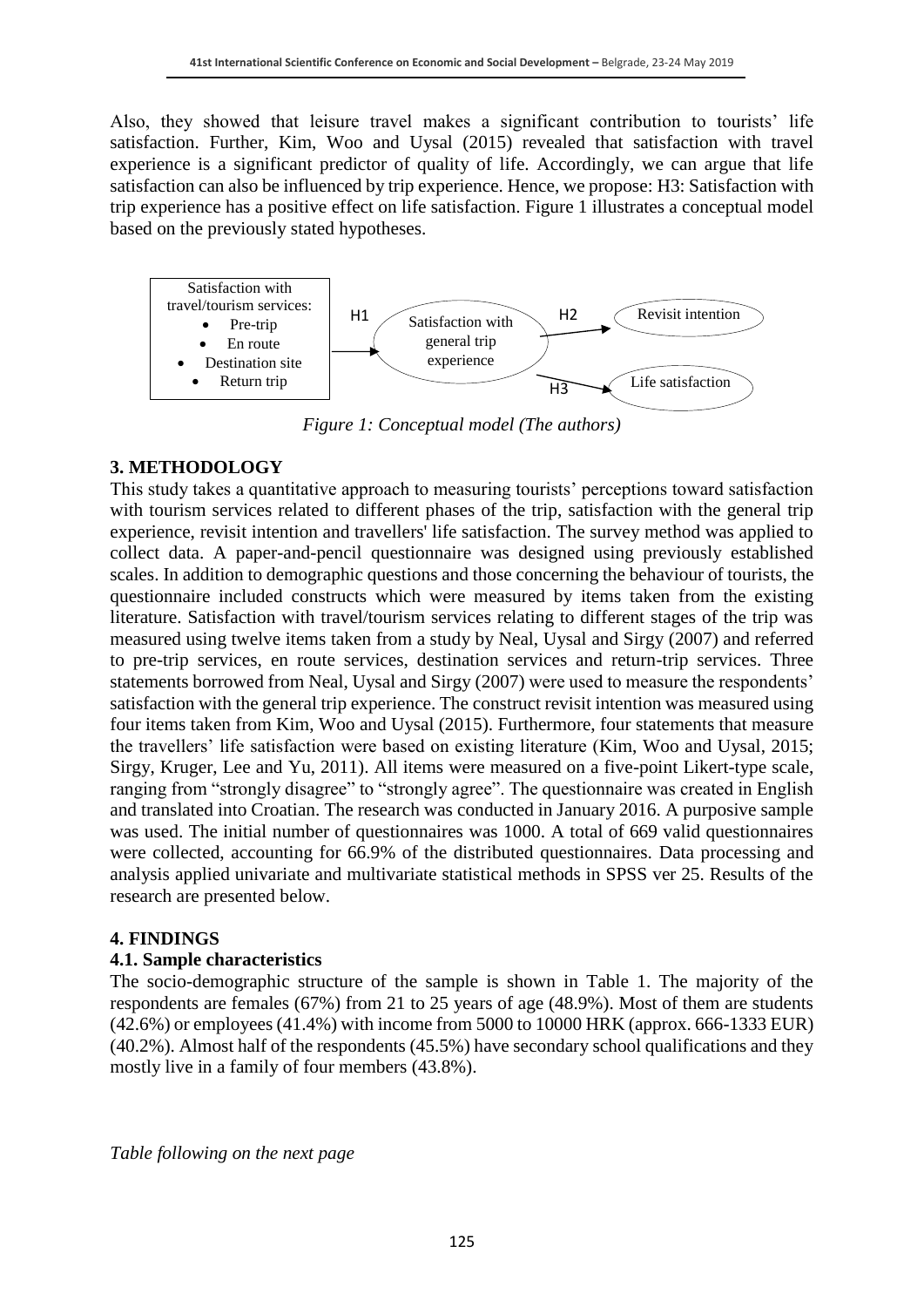Also, they showed that leisure travel makes a significant contribution to tourists' life satisfaction. Further, Kim, Woo and Uysal (2015) revealed that satisfaction with travel experience is a significant predictor of quality of life. Accordingly, we can argue that life satisfaction can also be influenced by trip experience. Hence, we propose: H3: Satisfaction with trip experience has a positive effect on life satisfaction. Figure 1 illustrates a conceptual model based on the previously stated hypotheses.

Satisfaction with travel/tourism services:
- Pre-trip
- En route
- Destination site
- Return trip

H1 → Satisfaction with general trip experience

H2 → Revisit intention

H3 → Life satisfaction

*Figure 1: Conceptual model (The authors)*

## 3. METHODOLOGY

This study takes a quantitative approach to measuring tourists' perceptions toward satisfaction with tourism services related to different phases of the trip, satisfaction with the general trip experience, revisit intention and travellers' life satisfaction. The survey method was applied to collect data. A paper-and-pencil questionnaire was designed using previously established scales. In addition to demographic questions and those concerning the behaviour of tourists, the questionnaire included constructs which were measured by items taken from the existing literature. Satisfaction with travel/tourism services relating to different stages of the trip was measured using twelve items taken from a study by Neal, Uysal and Sirgy (2007) and referred to pre-trip services, en route services, destination services and return-trip services. Three statements borrowed from Neal, Uysal and Sirgy (2007) were used to measure the respondents' satisfaction with the general trip experience. The construct revisit intention was measured using four items taken from Kim, Woo and Uysal (2015). Furthermore, four statements that measure the travellers' life satisfaction were based on existing literature (Kim, Woo and Uysal, 2015; Sirgy, Kruger, Lee and Yu, 2011). All items were measured on a five-point Likert-type scale, ranging from "strongly disagree" to "strongly agree". The questionnaire was created in English and translated into Croatian. The research was conducted in January 2016. A purposive sample was used. The initial number of questionnaires was 1000. A total of 669 valid questionnaires were collected, accounting for 66.9% of the distributed questionnaires. Data processing and analysis applied univariate and multivariate statistical methods in SPSS ver 25. Results of the research are presented below.

## 4. FINDINGS

### 4.1. Sample characteristics

The socio-demographic structure of the sample is shown in Table 1. The majority of the respondents are females (67%) from 21 to 25 years of age (48.9%). Most of them are students (42.6%) or employees (41.4%) with income from 5000 to 10000 HRK (approx. 666-1333 EUR) (40.2%). Almost half of the respondents (45.5%) have secondary school qualifications and they mostly live in a family of four members (43.8%).

*Table following on the next page*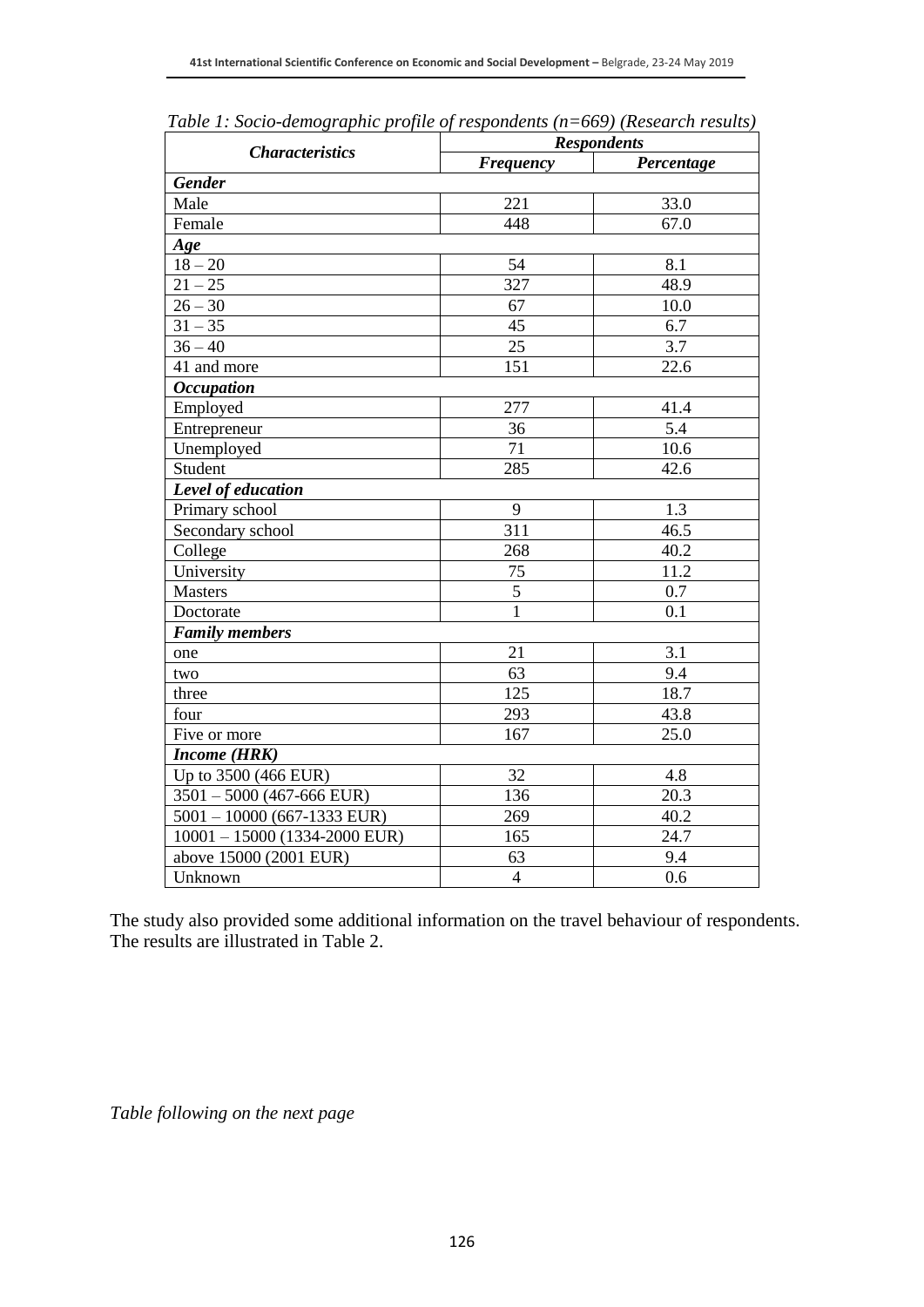*Table 1: Socio-demographic profile of respondents (n=669) (Research results)*

| ***Characteristics*** | ***Respondents*** | |
|---|---|---|
| | ***Frequency*** | ***Percentage*** |
| ***Gender*** | | |
| Male | 221 | 33.0 |
| Female | 448 | 67.0 |
| ***Age*** | | |
| 18 – 20 | 54 | 8.1 |
| 21 – 25 | 327 | 48.9 |
| 26 – 30 | 67 | 10.0 |
| 31 – 35 | 45 | 6.7 |
| 36 – 40 | 25 | 3.7 |
| 41 and more | 151 | 22.6 |
| ***Occupation*** | | |
| Employed | 277 | 41.4 |
| Entrepreneur | 36 | 5.4 |
| Unemployed | 71 | 10.6 |
| Student | 285 | 42.6 |
| ***Level of education*** | | |
| Primary school | 9 | 1.3 |
| Secondary school | 311 | 46.5 |
| College | 268 | 40.2 |
| University | 75 | 11.2 |
| Masters | 5 | 0.7 |
| Doctorate | 1 | 0.1 |
| ***Family members*** | | |
| one | 21 | 3.1 |
| two | 63 | 9.4 |
| three | 125 | 18.7 |
| four | 293 | 43.8 |
| Five or more | 167 | 25.0 |
| ***Income (HRK)*** | | |
| Up to 3500 (466 EUR) | 32 | 4.8 |
| 3501 – 5000 (467-666 EUR) | 136 | 20.3 |
| 5001 – 10000 (667-1333 EUR) | 269 | 40.2 |
| 10001 – 15000 (1334-2000 EUR) | 165 | 24.7 |
| above 15000 (2001 EUR) | 63 | 9.4 |
| Unknown | 4 | 0.6 |

The study also provided some additional information on the travel behaviour of respondents. The results are illustrated in Table 2.

*Table following on the next page*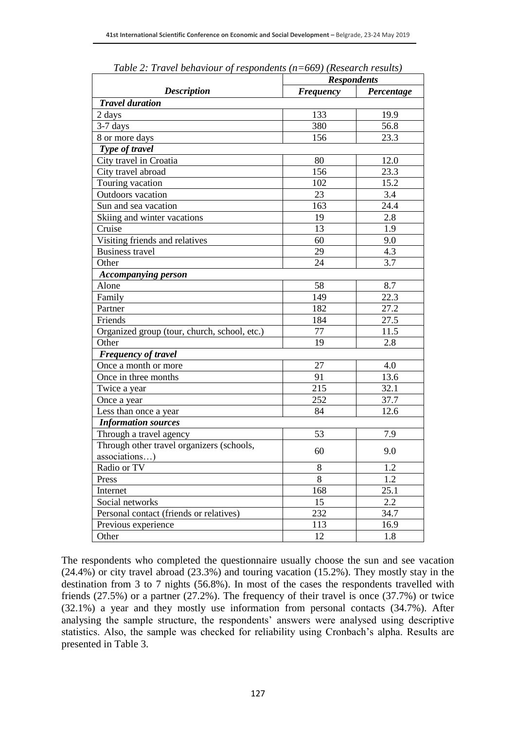*Table 2: Travel behaviour of respondents (n=669) (Research results)*

| *Description* | *Respondents* | |
|---|---|---|
| | ***Frequency*** | ***Percentage*** |
| ***Travel duration*** | | |
| 2 days | 133 | 19.9 |
| 3-7 days | 380 | 56.8 |
| 8 or more days | 156 | 23.3 |
| ***Type of travel*** | | |
| City travel in Croatia | 80 | 12.0 |
| City travel abroad | 156 | 23.3 |
| Touring vacation | 102 | 15.2 |
| Outdoors vacation | 23 | 3.4 |
| Sun and sea vacation | 163 | 24.4 |
| Skiing and winter vacations | 19 | 2.8 |
| Cruise | 13 | 1.9 |
| Visiting friends and relatives | 60 | 9.0 |
| Business travel | 29 | 4.3 |
| Other | 24 | 3.7 |
| ***Accompanying person*** | | |
| Alone | 58 | 8.7 |
| Family | 149 | 22.3 |
| Partner | 182 | 27.2 |
| Friends | 184 | 27.5 |
| Organized group (tour, church, school, etc.) | 77 | 11.5 |
| Other | 19 | 2.8 |
| ***Frequency of travel*** | | |
| Once a month or more | 27 | 4.0 |
| Once in three months | 91 | 13.6 |
| Twice a year | 215 | 32.1 |
| Once a year | 252 | 37.7 |
| Less than once a year | 84 | 12.6 |
| ***Information sources*** | | |
| Through a travel agency | 53 | 7.9 |
| Through other travel organizers (schools, associations…) | 60 | 9.0 |
| Radio or TV | 8 | 1.2 |
| Press | 8 | 1.2 |
| Internet | 168 | 25.1 |
| Social networks | 15 | 2.2 |
| Personal contact (friends or relatives) | 232 | 34.7 |
| Previous experience | 113 | 16.9 |
| Other | 12 | 1.8 |

The respondents who completed the questionnaire usually choose the sun and see vacation (24.4%) or city travel abroad (23.3%) and touring vacation (15.2%). They mostly stay in the destination from 3 to 7 nights (56.8%). In most of the cases the respondents travelled with friends (27.5%) or a partner (27.2%). The frequency of their travel is once (37.7%) or twice (32.1%) a year and they mostly use information from personal contacts (34.7%). After analysing the sample structure, the respondents' answers were analysed using descriptive statistics. Also, the sample was checked for reliability using Cronbach's alpha. Results are presented in Table 3.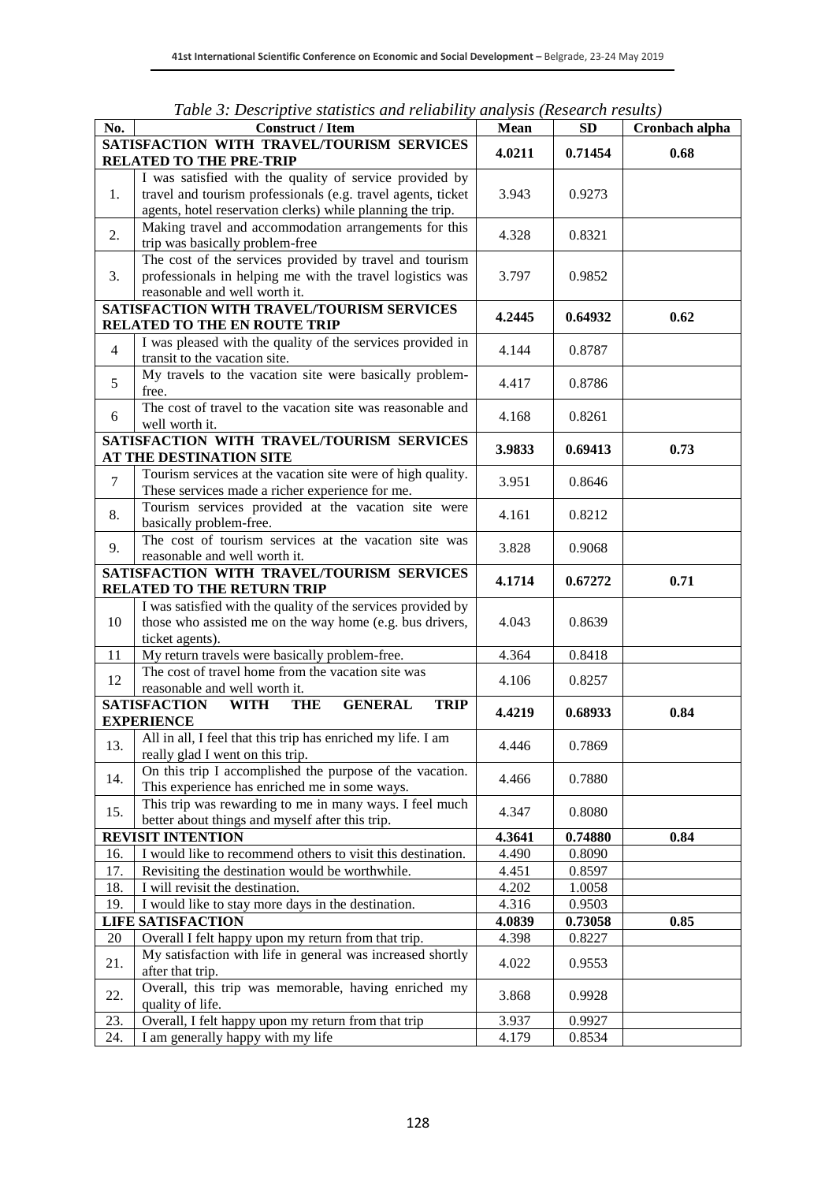*Table 3: Descriptive statistics and reliability analysis (Research results)*

| No. | Construct / Item | Mean | SD | Cronbach alpha |
|---|---|---|---|---|
| **SATISFACTION WITH TRAVEL/TOURISM SERVICES RELATED TO THE PRE-TRIP** | | **4.0211** | **0.71454** | **0.68** |
| 1. | I was satisfied with the quality of service provided by travel and tourism professionals (e.g. travel agents, ticket agents, hotel reservation clerks) while planning the trip. | 3.943 | 0.9273 | |
| 2. | Making travel and accommodation arrangements for this trip was basically problem-free | 4.328 | 0.8321 | |
| 3. | The cost of the services provided by travel and tourism professionals in helping me with the travel logistics was reasonable and well worth it. | 3.797 | 0.9852 | |
| **SATISFACTION WITH TRAVEL/TOURISM SERVICES RELATED TO THE EN ROUTE TRIP** | | **4.2445** | **0.64932** | **0.62** |
| 4 | I was pleased with the quality of the services provided in transit to the vacation site. | 4.144 | 0.8787 | |
| 5 | My travels to the vacation site were basically problem-free. | 4.417 | 0.8786 | |
| 6 | The cost of travel to the vacation site was reasonable and well worth it. | 4.168 | 0.8261 | |
| **SATISFACTION WITH TRAVEL/TOURISM SERVICES AT THE DESTINATION SITE** | | **3.9833** | **0.69413** | **0.73** |
| 7 | Tourism services at the vacation site were of high quality. These services made a richer experience for me. | 3.951 | 0.8646 | |
| 8. | Tourism services provided at the vacation site were basically problem-free. | 4.161 | 0.8212 | |
| 9. | The cost of tourism services at the vacation site was reasonable and well worth it. | 3.828 | 0.9068 | |
| **SATISFACTION WITH TRAVEL/TOURISM SERVICES RELATED TO THE RETURN TRIP** | | **4.1714** | **0.67272** | **0.71** |
| 10 | I was satisfied with the quality of the services provided by those who assisted me on the way home (e.g. bus drivers, ticket agents). | 4.043 | 0.8639 | |
| 11 | My return travels were basically problem-free. | 4.364 | 0.8418 | |
| 12 | The cost of travel home from the vacation site was reasonable and well worth it. | 4.106 | 0.8257 | |
| **SATISFACTION WITH THE GENERAL TRIP EXPERIENCE** | | **4.4219** | **0.68933** | **0.84** |
| 13. | All in all, I feel that this trip has enriched my life. I am really glad I went on this trip. | 4.446 | 0.7869 | |
| 14. | On this trip I accomplished the purpose of the vacation. This experience has enriched me in some ways. | 4.466 | 0.7880 | |
| 15. | This trip was rewarding to me in many ways. I feel much better about things and myself after this trip. | 4.347 | 0.8080 | |
| **REVISIT INTENTION** | | **4.3641** | **0.74880** | **0.84** |
| 16. | I would like to recommend others to visit this destination. | 4.490 | 0.8090 | |
| 17. | Revisiting the destination would be worthwhile. | 4.451 | 0.8597 | |
| 18. | I will revisit the destination. | 4.202 | 1.0058 | |
| 19. | I would like to stay more days in the destination. | 4.316 | 0.9503 | |
| **LIFE SATISFACTION** | | **4.0839** | **0.73058** | **0.85** |
| 20 | Overall I felt happy upon my return from that trip. | 4.398 | 0.8227 | |
| 21. | My satisfaction with life in general was increased shortly after that trip. | 4.022 | 0.9553 | |
| 22. | Overall, this trip was memorable, having enriched my quality of life. | 3.868 | 0.9928 | |
| 23. | Overall, I felt happy upon my return from that trip | 3.937 | 0.9927 | |
| 24. | I am generally happy with my life | 4.179 | 0.8534 | |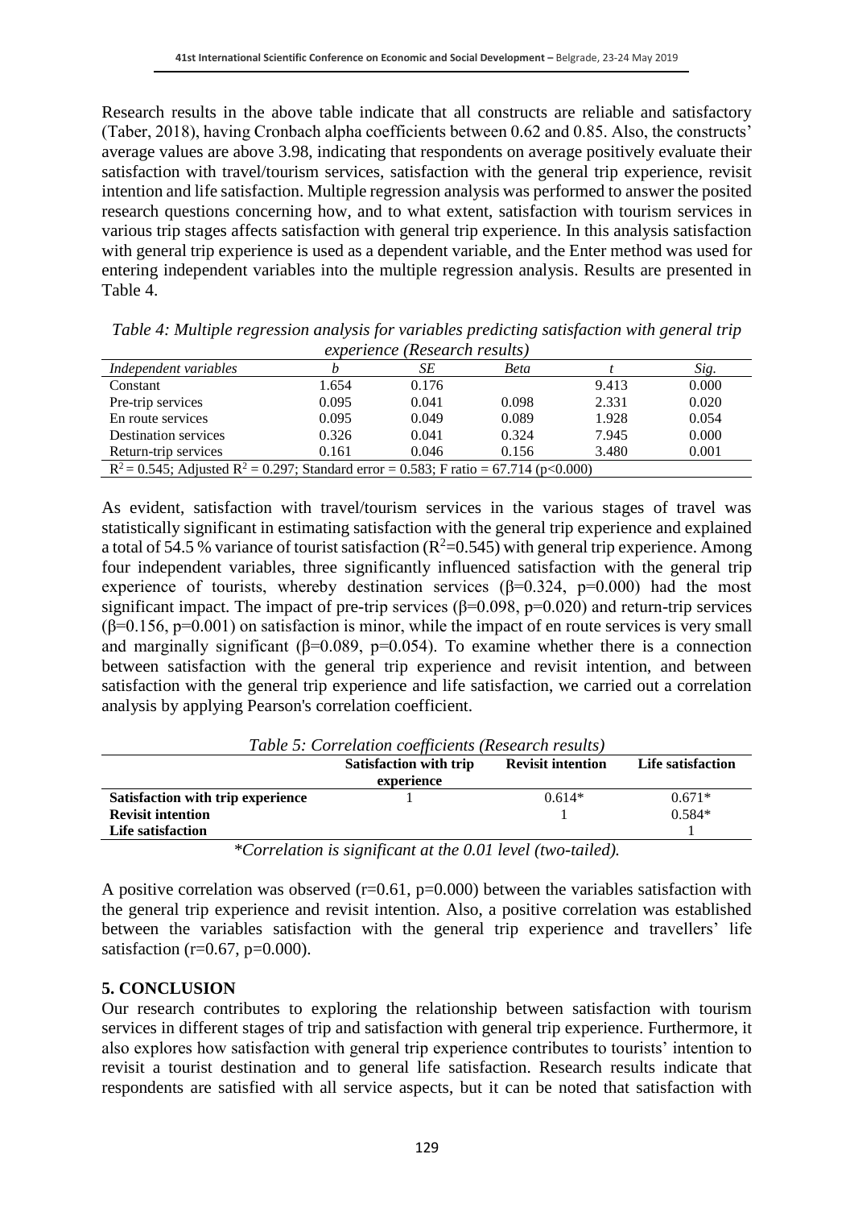Research results in the above table indicate that all constructs are reliable and satisfactory (Taber, 2018), having Cronbach alpha coefficients between 0.62 and 0.85. Also, the constructs' average values are above 3.98, indicating that respondents on average positively evaluate their satisfaction with travel/tourism services, satisfaction with the general trip experience, revisit intention and life satisfaction. Multiple regression analysis was performed to answer the posited research questions concerning how, and to what extent, satisfaction with tourism services in various trip stages affects satisfaction with general trip experience. In this analysis satisfaction with general trip experience is used as a dependent variable, and the Enter method was used for entering independent variables into the multiple regression analysis. Results are presented in Table 4.

*Table 4: Multiple regression analysis for variables predicting satisfaction with general trip experience (Research results)*

| *Independent variables* | *b* | *SE* | *Beta* | *t* | *Sig.* |
|---|---|---|---|---|---|
| Constant | 1.654 | 0.176 | | 9.413 | 0.000 |
| Pre-trip services | 0.095 | 0.041 | 0.098 | 2.331 | 0.020 |
| En route services | 0.095 | 0.049 | 0.089 | 1.928 | 0.054 |
| Destination services | 0.326 | 0.041 | 0.324 | 7.945 | 0.000 |
| Return-trip services | 0.161 | 0.046 | 0.156 | 3.480 | 0.001 |
| $R^2 = 0.545$; Adjusted $R^2 = 0.297$; Standard error = 0.583; F ratio = 67.714 ($p<0.000$) | | | | | |

As evident, satisfaction with travel/tourism services in the various stages of travel was statistically significant in estimating satisfaction with the general trip experience and explained a total of 54.5 % variance of tourist satisfaction ($R^2=0.545$) with general trip experience. Among four independent variables, three significantly influenced satisfaction with the general trip experience of tourists, whereby destination services ($\beta=0.324$, $p=0.000$) had the most significant impact. The impact of pre-trip services ($\beta=0.098$, $p=0.020$) and return-trip services ($\beta=0.156$, $p=0.001$) on satisfaction is minor, while the impact of en route services is very small and marginally significant ($\beta=0.089$, $p=0.054$). To examine whether there is a connection between satisfaction with the general trip experience and revisit intention, and between satisfaction with the general trip experience and life satisfaction, we carried out a correlation analysis by applying Pearson's correlation coefficient.

*Table 5: Correlation coefficients (Research results)*

| | **Satisfaction with trip experience** | **Revisit intention** | **Life satisfaction** |
|---|---|---|---|
| **Satisfaction with trip experience** | 1 | 0.614* | 0.671* |
| **Revisit intention** | | 1 | 0.584* |
| **Life satisfaction** | | | 1 |

*\*Correlation is significant at the 0.01 level (two-tailed).*

A positive correlation was observed ($r=0.61$, $p=0.000$) between the variables satisfaction with the general trip experience and revisit intention. Also, a positive correlation was established between the variables satisfaction with the general trip experience and travellers' life satisfaction ($r=0.67$, $p=0.000$).

## 5. CONCLUSION

Our research contributes to exploring the relationship between satisfaction with tourism services in different stages of trip and satisfaction with general trip experience. Furthermore, it also explores how satisfaction with general trip experience contributes to tourists' intention to revisit a tourist destination and to general life satisfaction. Research results indicate that respondents are satisfied with all service aspects, but it can be noted that satisfaction with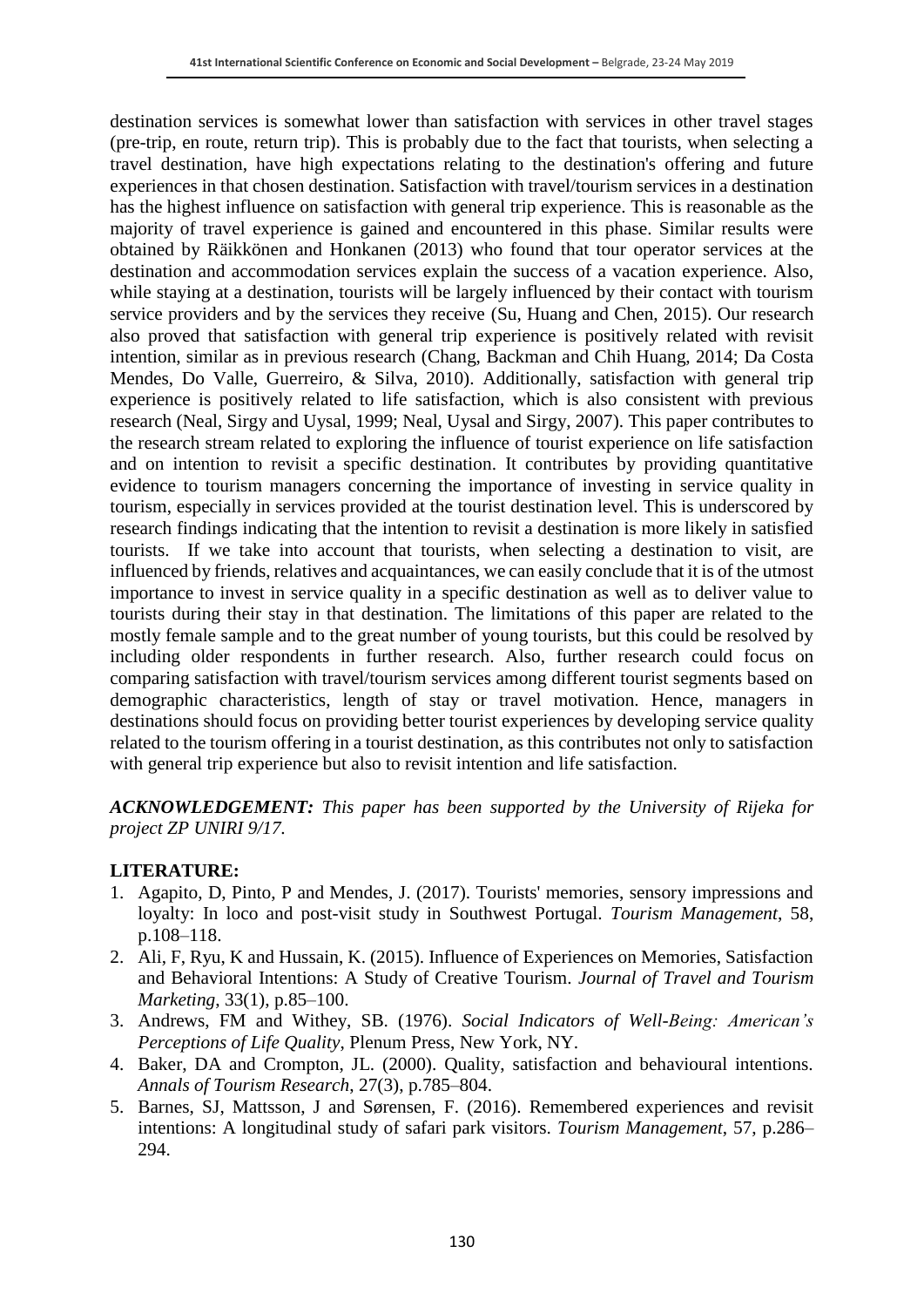destination services is somewhat lower than satisfaction with services in other travel stages (pre-trip, en route, return trip). This is probably due to the fact that tourists, when selecting a travel destination, have high expectations relating to the destination's offering and future experiences in that chosen destination. Satisfaction with travel/tourism services in a destination has the highest influence on satisfaction with general trip experience. This is reasonable as the majority of travel experience is gained and encountered in this phase. Similar results were obtained by Räikkönen and Honkanen (2013) who found that tour operator services at the destination and accommodation services explain the success of a vacation experience. Also, while staying at a destination, tourists will be largely influenced by their contact with tourism service providers and by the services they receive (Su, Huang and Chen, 2015). Our research also proved that satisfaction with general trip experience is positively related with revisit intention, similar as in previous research (Chang, Backman and Chih Huang, 2014; Da Costa Mendes, Do Valle, Guerreiro, & Silva, 2010). Additionally, satisfaction with general trip experience is positively related to life satisfaction, which is also consistent with previous research (Neal, Sirgy and Uysal, 1999; Neal, Uysal and Sirgy, 2007). This paper contributes to the research stream related to exploring the influence of tourist experience on life satisfaction and on intention to revisit a specific destination. It contributes by providing quantitative evidence to tourism managers concerning the importance of investing in service quality in tourism, especially in services provided at the tourist destination level. This is underscored by research findings indicating that the intention to revisit a destination is more likely in satisfied tourists. If we take into account that tourists, when selecting a destination to visit, are influenced by friends, relatives and acquaintances, we can easily conclude that it is of the utmost importance to invest in service quality in a specific destination as well as to deliver value to tourists during their stay in that destination. The limitations of this paper are related to the mostly female sample and to the great number of young tourists, but this could be resolved by including older respondents in further research. Also, further research could focus on comparing satisfaction with travel/tourism services among different tourist segments based on demographic characteristics, length of stay or travel motivation. Hence, managers in destinations should focus on providing better tourist experiences by developing service quality related to the tourism offering in a tourist destination, as this contributes not only to satisfaction with general trip experience but also to revisit intention and life satisfaction.

***ACKNOWLEDGEMENT:*** *This paper has been supported by the University of Rijeka for project ZP UNIRI 9/17.*

**LITERATURE:**

1. Agapito, D, Pinto, P and Mendes, J. (2017). Tourists' memories, sensory impressions and loyalty: In loco and post-visit study in Southwest Portugal. *Tourism Management*, 58, p.108–118.
2. Ali, F, Ryu, K and Hussain, K. (2015). Influence of Experiences on Memories, Satisfaction and Behavioral Intentions: A Study of Creative Tourism. *Journal of Travel and Tourism Marketing*, 33(1), p.85–100.
3. Andrews, FM and Withey, SB. (1976). *Social Indicators of Well-Being: American's Perceptions of Life Quality*, Plenum Press, New York, NY.
4. Baker, DA and Crompton, JL. (2000). Quality, satisfaction and behavioural intentions. *Annals of Tourism Research*, 27(3), p.785–804.
5. Barnes, SJ, Mattsson, J and Sørensen, F. (2016). Remembered experiences and revisit intentions: A longitudinal study of safari park visitors. *Tourism Management*, 57, p.286–294.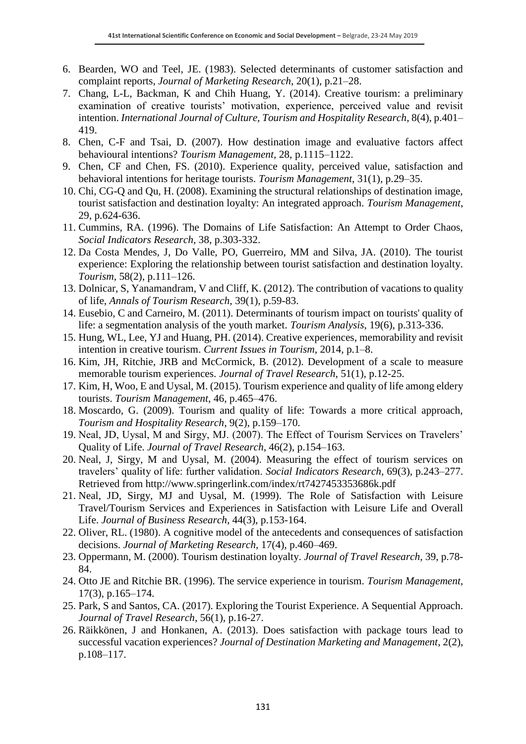6. Bearden, WO and Teel, JE. (1983). Selected determinants of customer satisfaction and complaint reports, *Journal of Marketing Research*, 20(1), p.21–28.
7. Chang, L-L, Backman, K and Chih Huang, Y. (2014). Creative tourism: a preliminary examination of creative tourists' motivation, experience, perceived value and revisit intention. *International Journal of Culture, Tourism and Hospitality Research*, 8(4), p.401–419.
8. Chen, C-F and Tsai, D. (2007). How destination image and evaluative factors affect behavioural intentions? *Tourism Management*, 28, p.1115–1122.
9. Chen, CF and Chen, FS. (2010). Experience quality, perceived value, satisfaction and behavioral intentions for heritage tourists. *Tourism Management*, 31(1), p.29–35.
10. Chi, CG-Q and Qu, H. (2008). Examining the structural relationships of destination image, tourist satisfaction and destination loyalty: An integrated approach. *Tourism Management*, 29, p.624-636.
11. Cummins, RA. (1996). The Domains of Life Satisfaction: An Attempt to Order Chaos, *Social Indicators Research*, 38, p.303-332.
12. Da Costa Mendes, J, Do Valle, PO, Guerreiro, MM and Silva, JA. (2010). The tourist experience: Exploring the relationship between tourist satisfaction and destination loyalty. *Tourism*, 58(2), p.111–126.
13. Dolnicar, S, Yanamandram, V and Cliff, K. (2012). The contribution of vacations to quality of life, *Annals of Tourism Research*, 39(1), p.59-83.
14. Eusebio, C and Carneiro, M. (2011). Determinants of tourism impact on tourists' quality of life: a segmentation analysis of the youth market. *Tourism Analysis*, 19(6), p.313-336.
15. Hung, WL, Lee, YJ and Huang, PH. (2014). Creative experiences, memorability and revisit intention in creative tourism. *Current Issues in Tourism*, 2014, p.1–8.
16. Kim, JH, Ritchie, JRB and McCormick, B. (2012). Development of a scale to measure memorable tourism experiences. *Journal of Travel Research*, 51(1), p.12-25.
17. Kim, H, Woo, E and Uysal, M. (2015). Tourism experience and quality of life among eldery tourists. *Tourism Management*, 46, p.465–476.
18. Moscardo, G. (2009). Tourism and quality of life: Towards a more critical approach, *Tourism and Hospitality Research*, 9(2), p.159–170.
19. Neal, JD, Uysal, M and Sirgy, MJ. (2007). The Effect of Tourism Services on Travelers' Quality of Life. *Journal of Travel Research*, 46(2), p.154–163.
20. Neal, J, Sirgy, M and Uysal, M. (2004). Measuring the effect of tourism services on travelers' quality of life: further validation. *Social Indicators Research*, 69(3), p.243–277. Retrieved from http://www.springerlink.com/index/rt7427453353686k.pdf
21. Neal, JD, Sirgy, MJ and Uysal, M. (1999). The Role of Satisfaction with Leisure Travel/Tourism Services and Experiences in Satisfaction with Leisure Life and Overall Life. *Journal of Business Research*, 44(3), p.153-164.
22. Oliver, RL. (1980). A cognitive model of the antecedents and consequences of satisfaction decisions. *Journal of Marketing Research*, 17(4), p.460–469.
23. Oppermann, M. (2000). Tourism destination loyalty. *Journal of Travel Research*, 39, p.78-84.
24. Otto JE and Ritchie BR. (1996). The service experience in tourism. *Tourism Management*, 17(3), p.165–174.
25. Park, S and Santos, CA. (2017). Exploring the Tourist Experience. A Sequential Approach. *Journal of Travel Research*, 56(1), p.16-27.
26. Räikkönen, J and Honkanen, A. (2013). Does satisfaction with package tours lead to successful vacation experiences? *Journal of Destination Marketing and Management*, 2(2), p.108–117.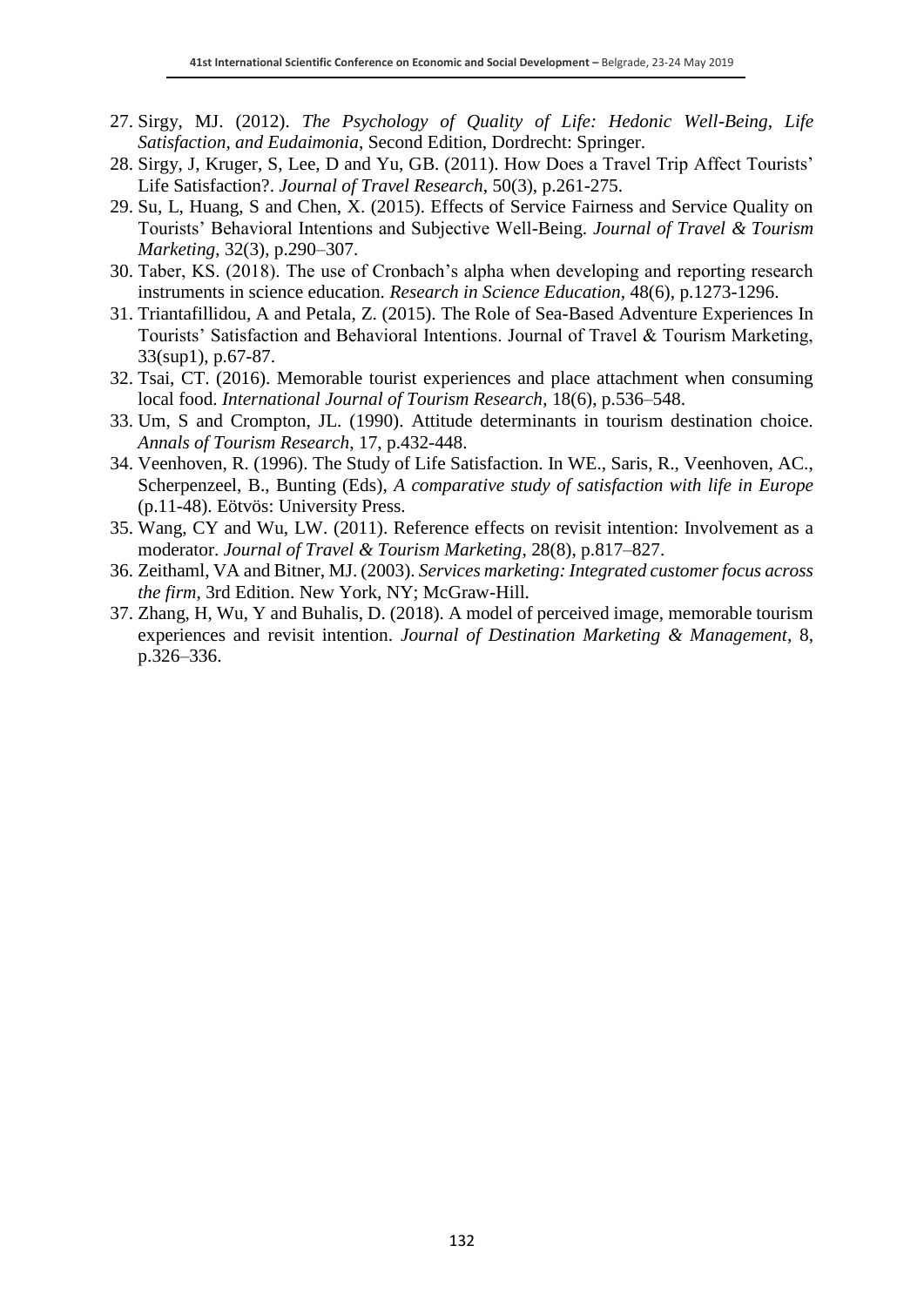27. Sirgy, MJ. (2012). *The Psychology of Quality of Life: Hedonic Well-Being, Life Satisfaction, and Eudaimonia*, Second Edition, Dordrecht: Springer.
28. Sirgy, J, Kruger, S, Lee, D and Yu, GB. (2011). How Does a Travel Trip Affect Tourists' Life Satisfaction?. *Journal of Travel Research*, 50(3), p.261-275.
29. Su, L, Huang, S and Chen, X. (2015). Effects of Service Fairness and Service Quality on Tourists' Behavioral Intentions and Subjective Well-Being. *Journal of Travel & Tourism Marketing*, 32(3), p.290–307.
30. Taber, KS. (2018). The use of Cronbach's alpha when developing and reporting research instruments in science education. *Research in Science Education*, 48(6), p.1273-1296.
31. Triantafillidou, A and Petala, Z. (2015). The Role of Sea-Based Adventure Experiences In Tourists' Satisfaction and Behavioral Intentions. Journal of Travel & Tourism Marketing, 33(sup1), p.67-87.
32. Tsai, CT. (2016). Memorable tourist experiences and place attachment when consuming local food. *International Journal of Tourism Research*, 18(6), p.536–548.
33. Um, S and Crompton, JL. (1990). Attitude determinants in tourism destination choice. *Annals of Tourism Research*, 17, p.432-448.
34. Veenhoven, R. (1996). The Study of Life Satisfaction. In WE., Saris, R., Veenhoven, AC., Scherpenzeel, B., Bunting (Eds), *A comparative study of satisfaction with life in Europe* (p.11-48). Eötvös: University Press.
35. Wang, CY and Wu, LW. (2011). Reference effects on revisit intention: Involvement as a moderator. *Journal of Travel & Tourism Marketing*, 28(8), p.817–827.
36. Zeithaml, VA and Bitner, MJ. (2003). *Services marketing: Integrated customer focus across the firm*, 3rd Edition. New York, NY; McGraw-Hill.
37. Zhang, H, Wu, Y and Buhalis, D. (2018). A model of perceived image, memorable tourism experiences and revisit intention. *Journal of Destination Marketing & Management*, 8, p.326–336.